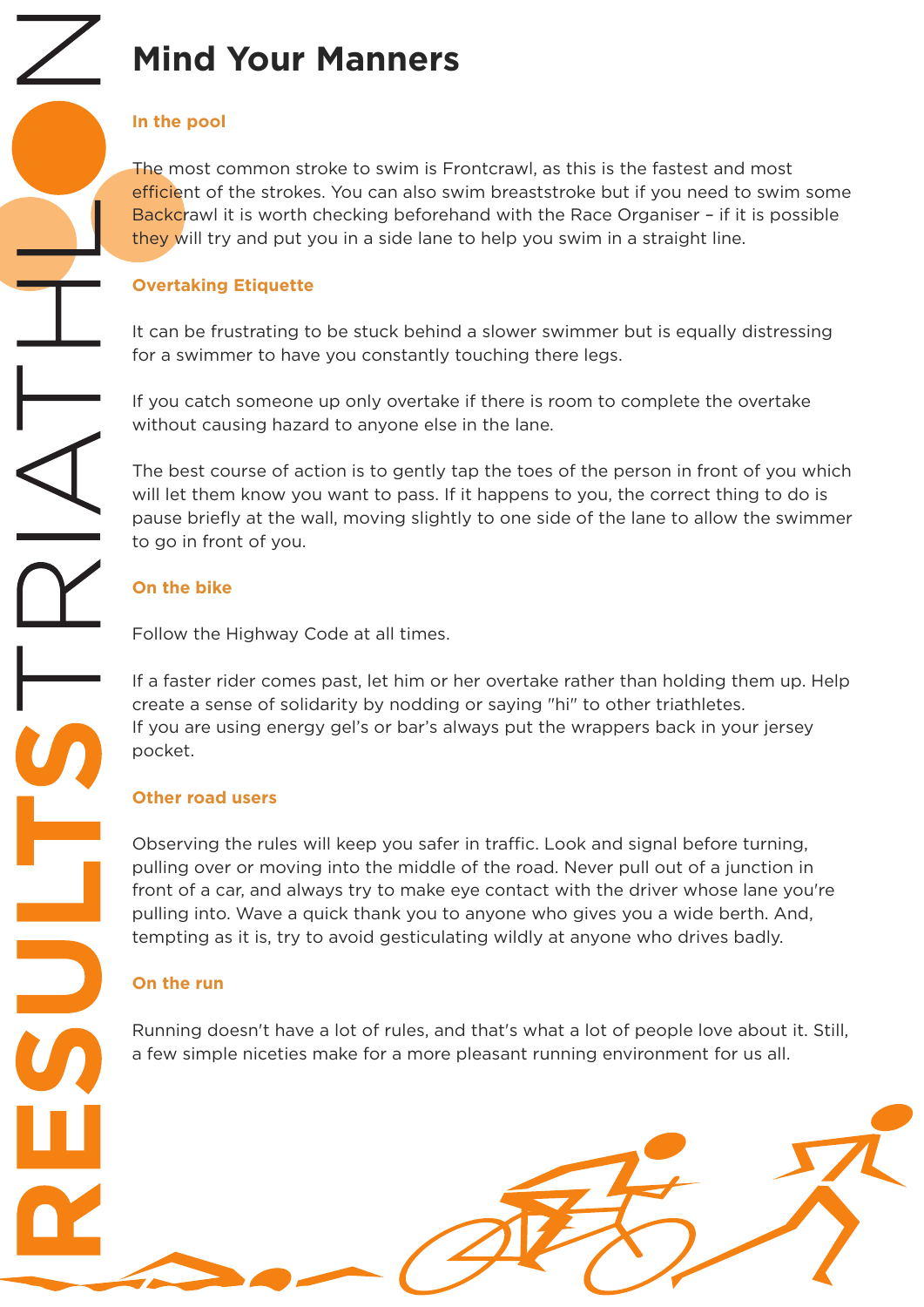# Mind Your Manners

### In the pool

The most common stroke to swim is Frontcrawl, as this is the fastest and most efficient of the strokes. You can also swim breaststroke but if you need to swim some Backcrawl it is worth checking beforehand with the Race Organiser – if it is possible they will try and put you in a side lane to help you swim in a straight line.

### Overtaking Etiquette

It can be frustrating to be stuck behind a slower swimmer but is equally distressing for a swimmer to have you constantly touching there legs.

If you catch someone up only overtake if there is room to complete the overtake without causing hazard to anyone else in the lane.

The best course of action is to gently tap the toes of the person in front of you which will let them know you want to pass. If it happens to you, the correct thing to do is pause briefly at the wall, moving slightly to one side of the lane to allow the swimmer to go in front of you.

### On the bike

Follow the Highway Code at all times.

If a faster rider comes past, let him or her overtake rather than holding them up. Help create a sense of solidarity by nodding or saying "hi" to other triathletes.
If you are using energy gel's or bar's always put the wrappers back in your jersey pocket.

### Other road users

Observing the rules will keep you safer in traffic. Look and signal before turning, pulling over or moving into the middle of the road. Never pull out of a junction in front of a car, and always try to make eye contact with the driver whose lane you're pulling into. Wave a quick thank you to anyone who gives you a wide berth. And, tempting as it is, try to avoid gesticulating wildly at anyone who drives badly.

### On the run

Running doesn't have a lot of rules, and that's what a lot of people love about it. Still, a few simple niceties make for a more pleasant running environment for us all.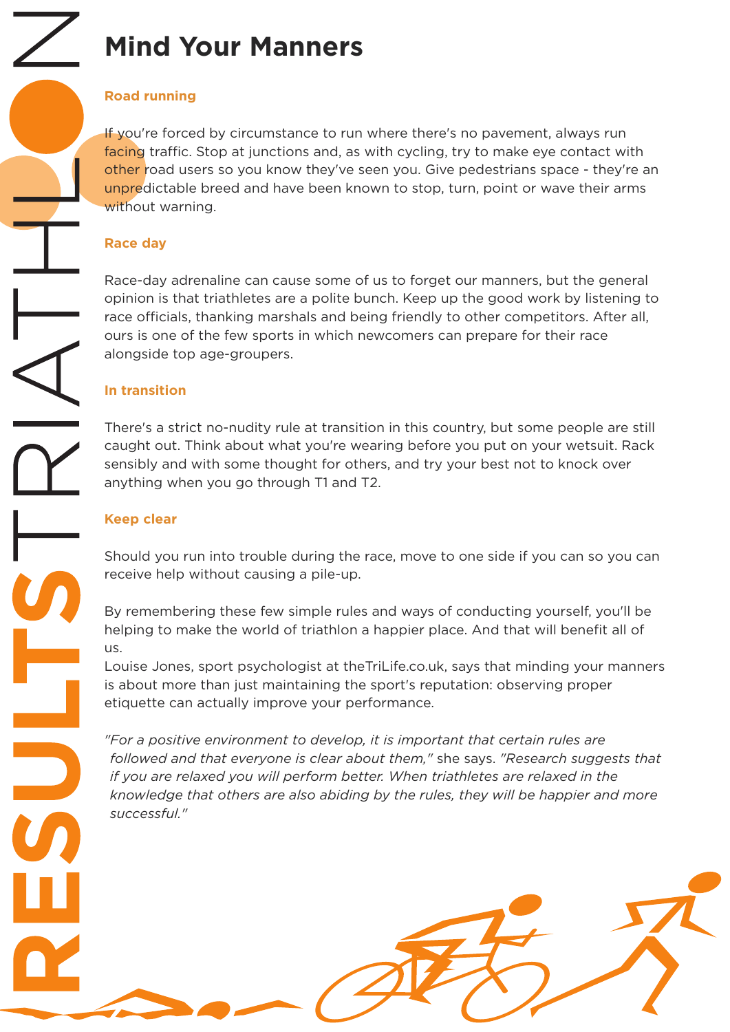# Mind Your Manners

### Road running

If you're forced by circumstance to run where there's no pavement, always run facing traffic. Stop at junctions and, as with cycling, try to make eye contact with other road users so you know they've seen you. Give pedestrians space - they're an unpredictable breed and have been known to stop, turn, point or wave their arms without warning.

### Race day

Race-day adrenaline can cause some of us to forget our manners, but the general opinion is that triathletes are a polite bunch. Keep up the good work by listening to race officials, thanking marshals and being friendly to other competitors. After all, ours is one of the few sports in which newcomers can prepare for their race alongside top age-groupers.

### In transition

There's a strict no-nudity rule at transition in this country, but some people are still caught out. Think about what you're wearing before you put on your wetsuit. Rack sensibly and with some thought for others, and try your best not to knock over anything when you go through T1 and T2.

### Keep clear

Should you run into trouble during the race, move to one side if you can so you can receive help without causing a pile-up.

By remembering these few simple rules and ways of conducting yourself, you'll be helping to make the world of triathlon a happier place. And that will benefit all of us.
Louise Jones, sport psychologist at theTriLife.co.uk, says that minding your manners is about more than just maintaining the sport's reputation: observing proper etiquette can actually improve your performance.

*"For a positive environment to develop, it is important that certain rules are followed and that everyone is clear about them,"* she says. *"Research suggests that if you are relaxed you will perform better. When triathletes are relaxed in the knowledge that others are also abiding by the rules, they will be happier and more successful."*

RESULTSTRIATHLON